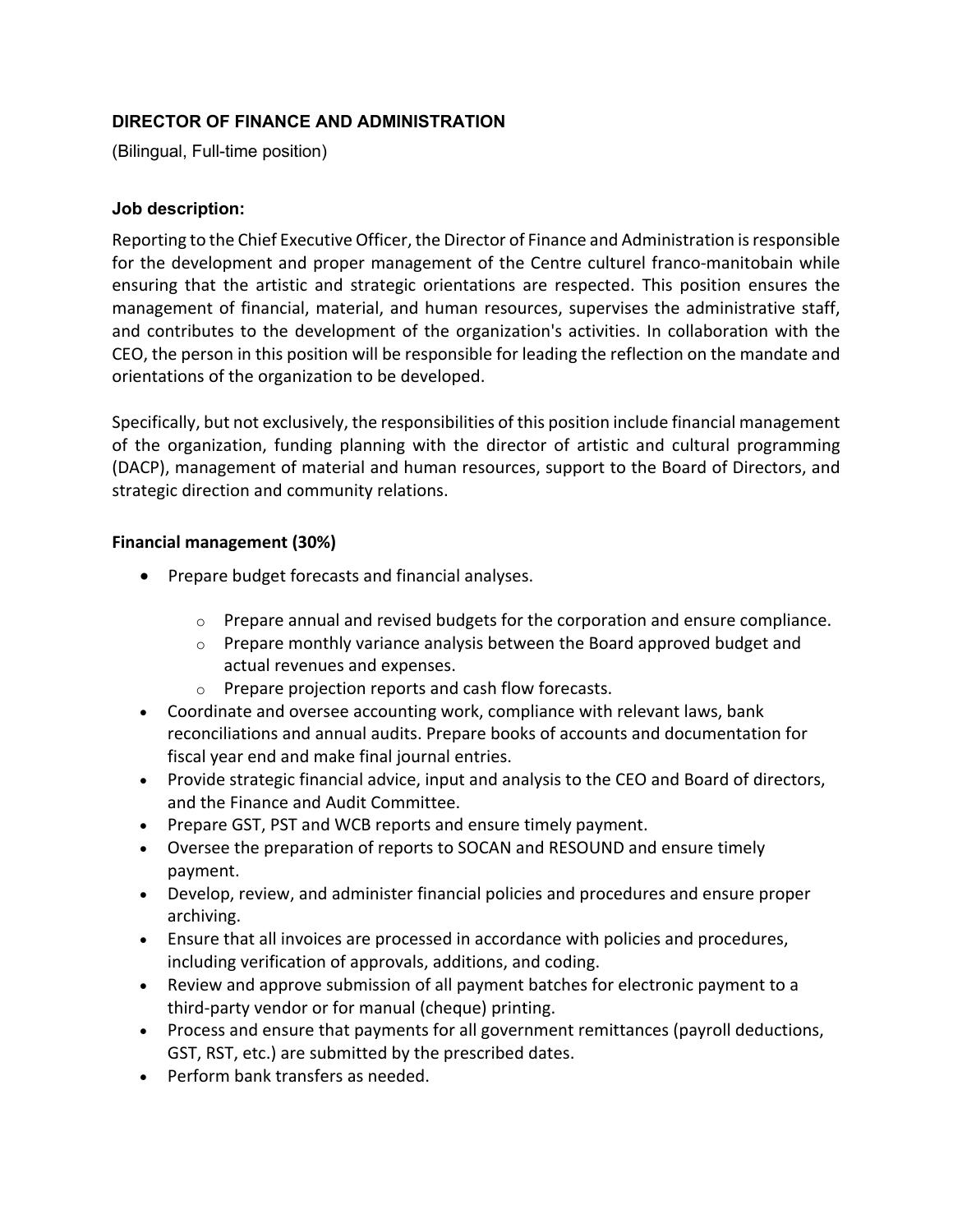**DIRECTOR OF FINANCE AND ADMINISTRATION**

(Bilingual, Full-time position)

**Job description:**

Reporting to the Chief Executive Officer, the Director of Finance and Administration is responsible for the development and proper management of the Centre culturel franco-manitobain while ensuring that the artistic and strategic orientations are respected. This position ensures the management of financial, material, and human resources, supervises the administrative staff, and contributes to the development of the organization's activities. In collaboration with the CEO, the person in this position will be responsible for leading the reflection on the mandate and orientations of the organization to be developed.

Specifically, but not exclusively, the responsibilities of this position include financial management of the organization, funding planning with the director of artistic and cultural programming (DACP), management of material and human resources, support to the Board of Directors, and strategic direction and community relations.

**Financial management (30%)**

- Prepare budget forecasts and financial analyses.
  - Prepare annual and revised budgets for the corporation and ensure compliance.
  - Prepare monthly variance analysis between the Board approved budget and actual revenues and expenses.
  - Prepare projection reports and cash flow forecasts.
- Coordinate and oversee accounting work, compliance with relevant laws, bank reconciliations and annual audits. Prepare books of accounts and documentation for fiscal year end and make final journal entries.
- Provide strategic financial advice, input and analysis to the CEO and Board of directors, and the Finance and Audit Committee.
- Prepare GST, PST and WCB reports and ensure timely payment.
- Oversee the preparation of reports to SOCAN and RESOUND and ensure timely payment.
- Develop, review, and administer financial policies and procedures and ensure proper archiving.
- Ensure that all invoices are processed in accordance with policies and procedures, including verification of approvals, additions, and coding.
- Review and approve submission of all payment batches for electronic payment to a third-party vendor or for manual (cheque) printing.
- Process and ensure that payments for all government remittances (payroll deductions, GST, RST, etc.) are submitted by the prescribed dates.
- Perform bank transfers as needed.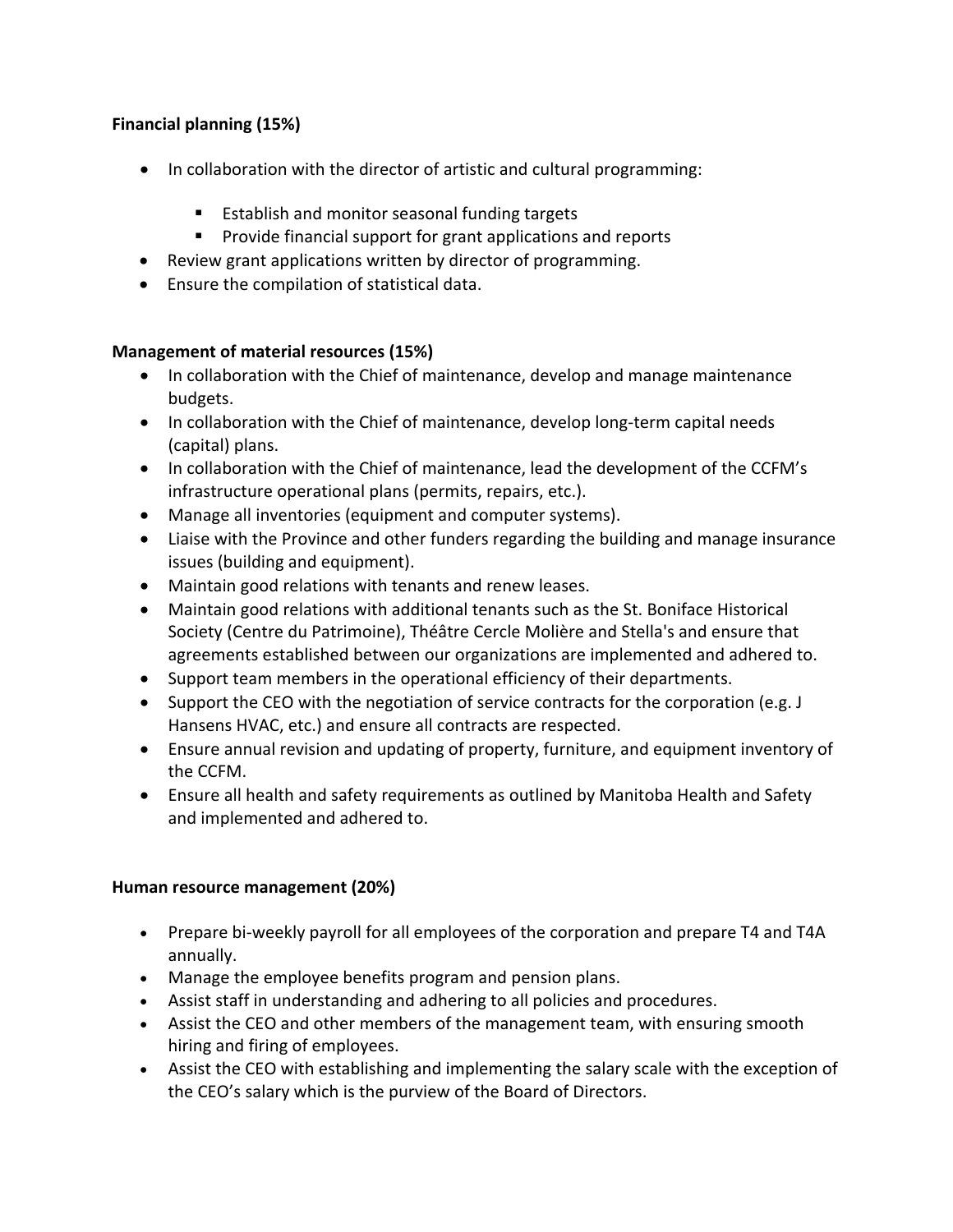**Financial planning (15%)**

- In collaboration with the director of artistic and cultural programming:
  - Establish and monitor seasonal funding targets
  - Provide financial support for grant applications and reports
- Review grant applications written by director of programming.
- Ensure the compilation of statistical data.

**Management of material resources (15%)**

- In collaboration with the Chief of maintenance, develop and manage maintenance budgets.
- In collaboration with the Chief of maintenance, develop long-term capital needs (capital) plans.
- In collaboration with the Chief of maintenance, lead the development of the CCFM's infrastructure operational plans (permits, repairs, etc.).
- Manage all inventories (equipment and computer systems).
- Liaise with the Province and other funders regarding the building and manage insurance issues (building and equipment).
- Maintain good relations with tenants and renew leases.
- Maintain good relations with additional tenants such as the St. Boniface Historical Society (Centre du Patrimoine), Théâtre Cercle Molière and Stella's and ensure that agreements established between our organizations are implemented and adhered to.
- Support team members in the operational efficiency of their departments.
- Support the CEO with the negotiation of service contracts for the corporation (e.g. J Hansens HVAC, etc.) and ensure all contracts are respected.
- Ensure annual revision and updating of property, furniture, and equipment inventory of the CCFM.
- Ensure all health and safety requirements as outlined by Manitoba Health and Safety and implemented and adhered to.

**Human resource management (20%)**

- Prepare bi-weekly payroll for all employees of the corporation and prepare T4 and T4A annually.
- Manage the employee benefits program and pension plans.
- Assist staff in understanding and adhering to all policies and procedures.
- Assist the CEO and other members of the management team, with ensuring smooth hiring and firing of employees.
- Assist the CEO with establishing and implementing the salary scale with the exception of the CEO's salary which is the purview of the Board of Directors.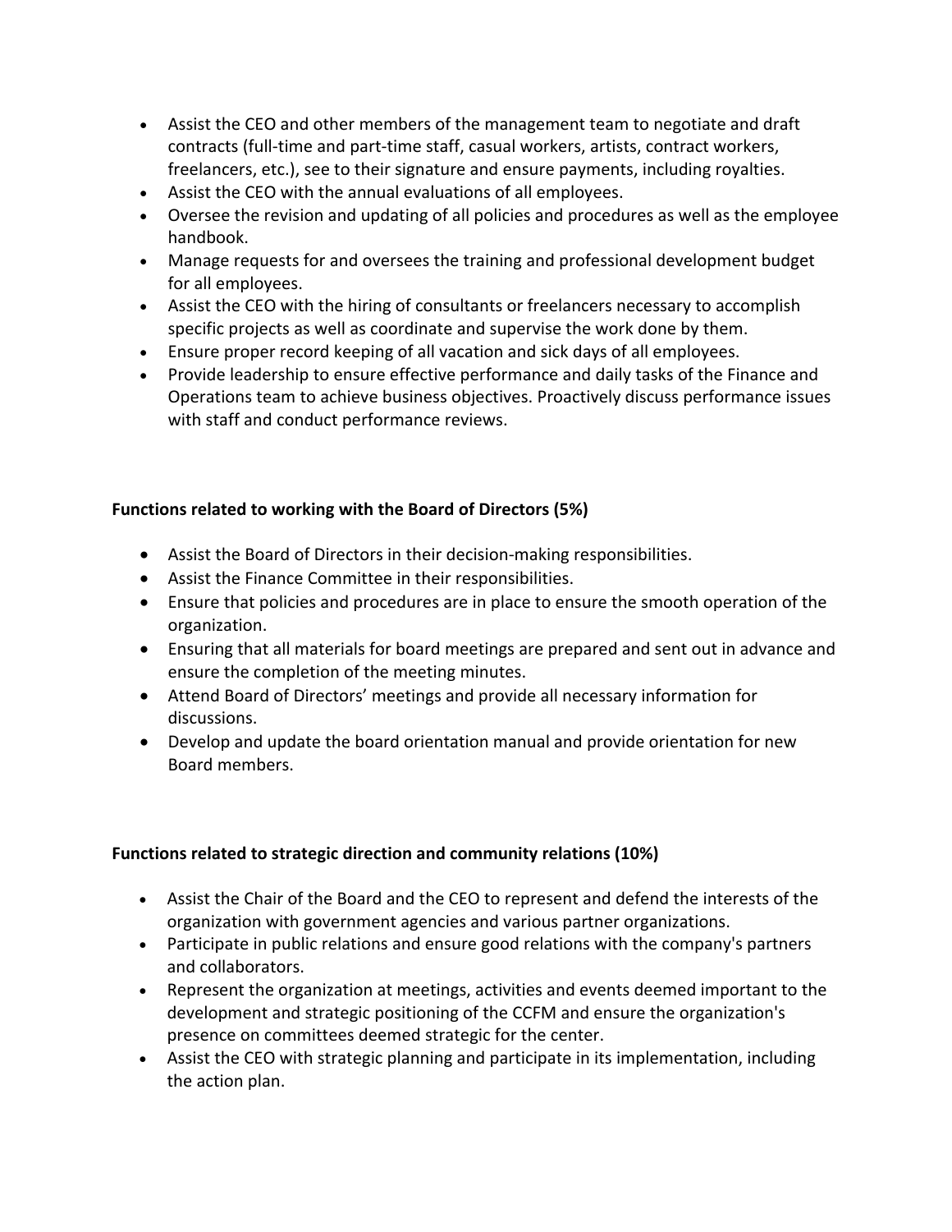- Assist the CEO and other members of the management team to negotiate and draft contracts (full-time and part-time staff, casual workers, artists, contract workers, freelancers, etc.), see to their signature and ensure payments, including royalties.
- Assist the CEO with the annual evaluations of all employees.
- Oversee the revision and updating of all policies and procedures as well as the employee handbook.
- Manage requests for and oversees the training and professional development budget for all employees.
- Assist the CEO with the hiring of consultants or freelancers necessary to accomplish specific projects as well as coordinate and supervise the work done by them.
- Ensure proper record keeping of all vacation and sick days of all employees.
- Provide leadership to ensure effective performance and daily tasks of the Finance and Operations team to achieve business objectives. Proactively discuss performance issues with staff and conduct performance reviews.

**Functions related to working with the Board of Directors (5%)**

- Assist the Board of Directors in their decision-making responsibilities.
- Assist the Finance Committee in their responsibilities.
- Ensure that policies and procedures are in place to ensure the smooth operation of the organization.
- Ensuring that all materials for board meetings are prepared and sent out in advance and ensure the completion of the meeting minutes.
- Attend Board of Directors' meetings and provide all necessary information for discussions.
- Develop and update the board orientation manual and provide orientation for new Board members.

**Functions related to strategic direction and community relations (10%)**

- Assist the Chair of the Board and the CEO to represent and defend the interests of the organization with government agencies and various partner organizations.
- Participate in public relations and ensure good relations with the company's partners and collaborators.
- Represent the organization at meetings, activities and events deemed important to the development and strategic positioning of the CCFM and ensure the organization's presence on committees deemed strategic for the center.
- Assist the CEO with strategic planning and participate in its implementation, including the action plan.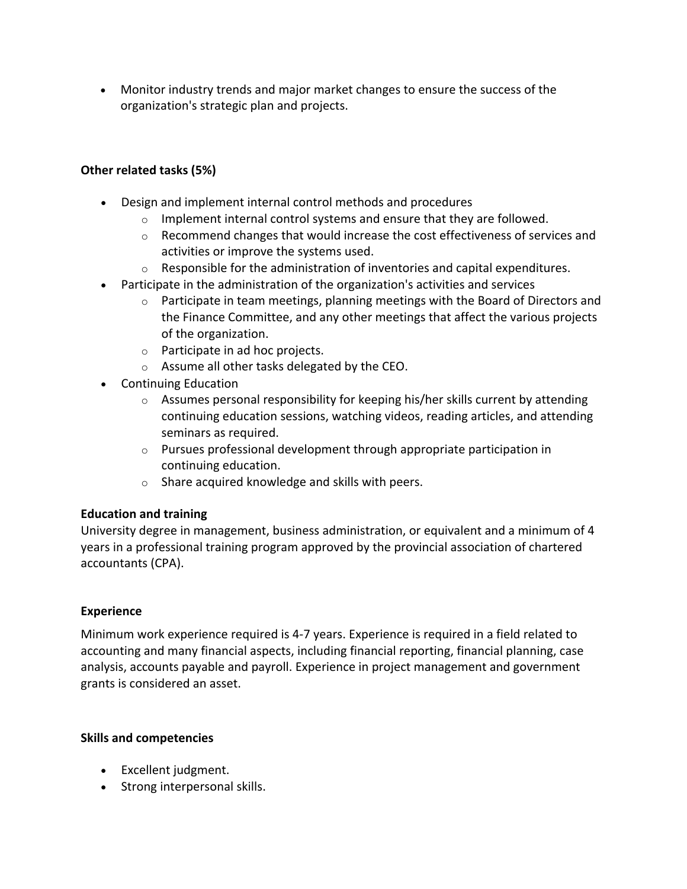- Monitor industry trends and major market changes to ensure the success of the organization's strategic plan and projects.

**Other related tasks (5%)**

- Design and implement internal control methods and procedures
  - Implement internal control systems and ensure that they are followed.
  - Recommend changes that would increase the cost effectiveness of services and activities or improve the systems used.
  - Responsible for the administration of inventories and capital expenditures.
- Participate in the administration of the organization's activities and services
  - Participate in team meetings, planning meetings with the Board of Directors and the Finance Committee, and any other meetings that affect the various projects of the organization.
  - Participate in ad hoc projects.
  - Assume all other tasks delegated by the CEO.
- Continuing Education
  - Assumes personal responsibility for keeping his/her skills current by attending continuing education sessions, watching videos, reading articles, and attending seminars as required.
  - Pursues professional development through appropriate participation in continuing education.
  - Share acquired knowledge and skills with peers.

**Education and training**

University degree in management, business administration, or equivalent and a minimum of 4 years in a professional training program approved by the provincial association of chartered accountants (CPA).

**Experience**

Minimum work experience required is 4-7 years. Experience is required in a field related to accounting and many financial aspects, including financial reporting, financial planning, case analysis, accounts payable and payroll. Experience in project management and government grants is considered an asset.

**Skills and competencies**

- Excellent judgment.
- Strong interpersonal skills.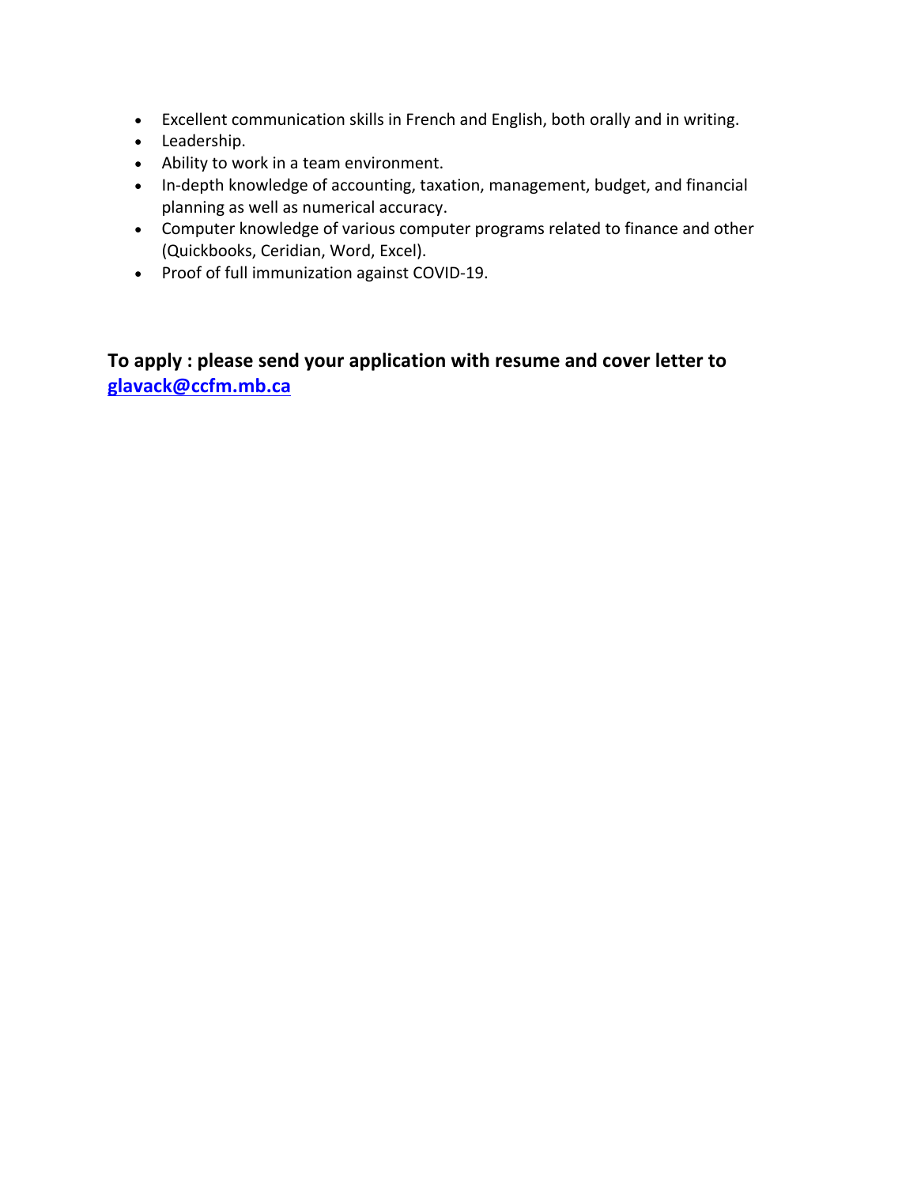- Excellent communication skills in French and English, both orally and in writing.
- Leadership.
- Ability to work in a team environment.
- In-depth knowledge of accounting, taxation, management, budget, and financial planning as well as numerical accuracy.
- Computer knowledge of various computer programs related to finance and other (Quickbooks, Ceridian, Word, Excel).
- Proof of full immunization against COVID-19.

**To apply : please send your application with resume and cover letter to [glavack@ccfm.mb.ca](mailto:glavack@ccfm.mb.ca)**